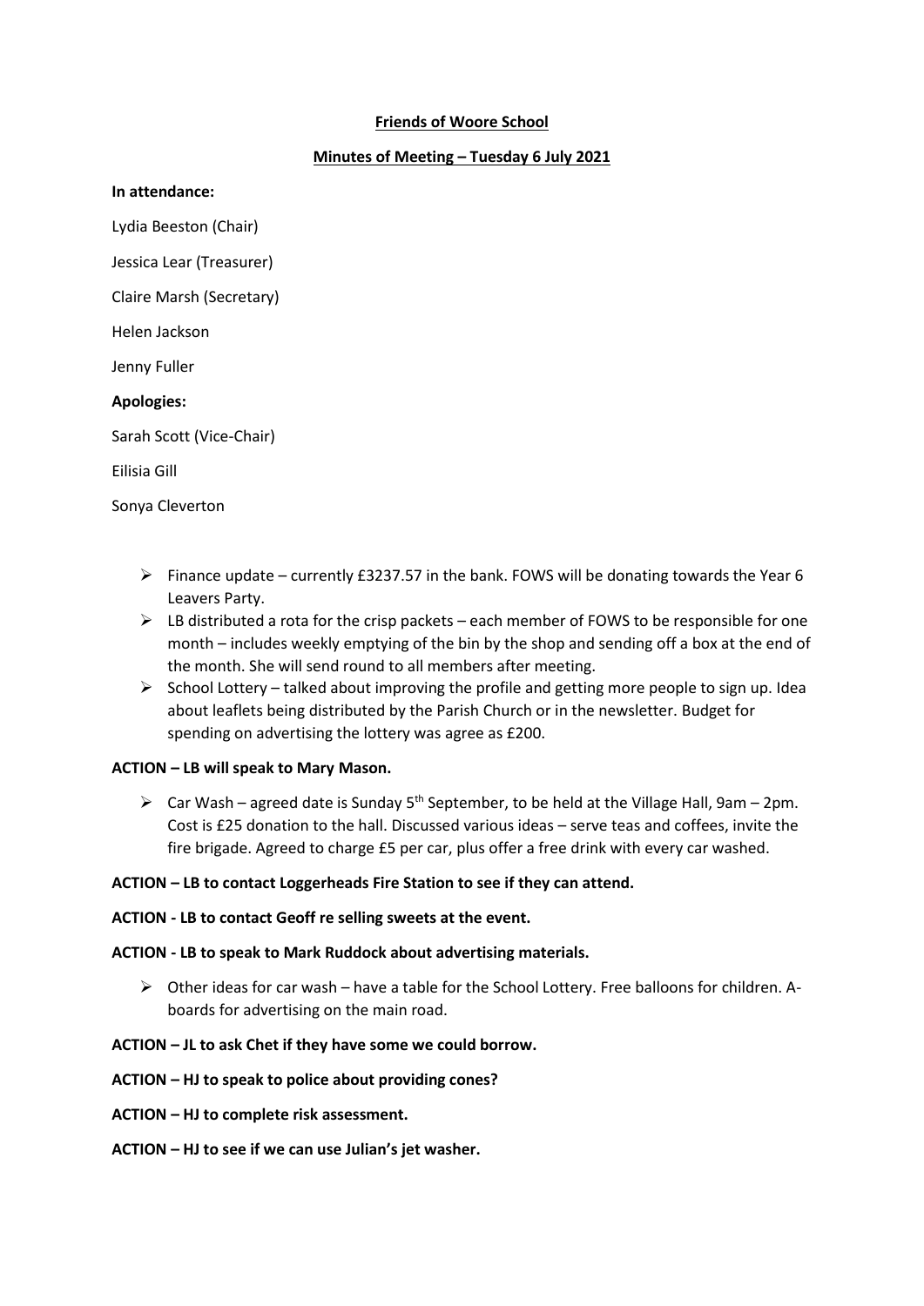**Friends of Woore School**

**Minutes of Meeting – Tuesday 6 July 2021**

**In attendance:**

Lydia Beeston (Chair)

Jessica Lear (Treasurer)

Claire Marsh (Secretary)

Helen Jackson

Jenny Fuller

**Apologies:**

Sarah Scott (Vice-Chair)

Eilisia Gill

Sonya Cleverton

- Finance update – currently £3237.57 in the bank. FOWS will be donating towards the Year 6 Leavers Party.
- LB distributed a rota for the crisp packets – each member of FOWS to be responsible for one month – includes weekly emptying of the bin by the shop and sending off a box at the end of the month. She will send round to all members after meeting.
- School Lottery – talked about improving the profile and getting more people to sign up. Idea about leaflets being distributed by the Parish Church or in the newsletter. Budget for spending on advertising the lottery was agree as £200.

**ACTION – LB will speak to Mary Mason.**

- Car Wash – agreed date is Sunday 5th September, to be held at the Village Hall, 9am – 2pm. Cost is £25 donation to the hall. Discussed various ideas – serve teas and coffees, invite the fire brigade. Agreed to charge £5 per car, plus offer a free drink with every car washed.

**ACTION – LB to contact Loggerheads Fire Station to see if they can attend.**

**ACTION - LB to contact Geoff re selling sweets at the event.**

**ACTION - LB to speak to Mark Ruddock about advertising materials.**

- Other ideas for car wash – have a table for the School Lottery. Free balloons for children. A-boards for advertising on the main road.

**ACTION – JL to ask Chet if they have some we could borrow.**

**ACTION – HJ to speak to police about providing cones?**

**ACTION – HJ to complete risk assessment.**

**ACTION – HJ to see if we can use Julian's jet washer.**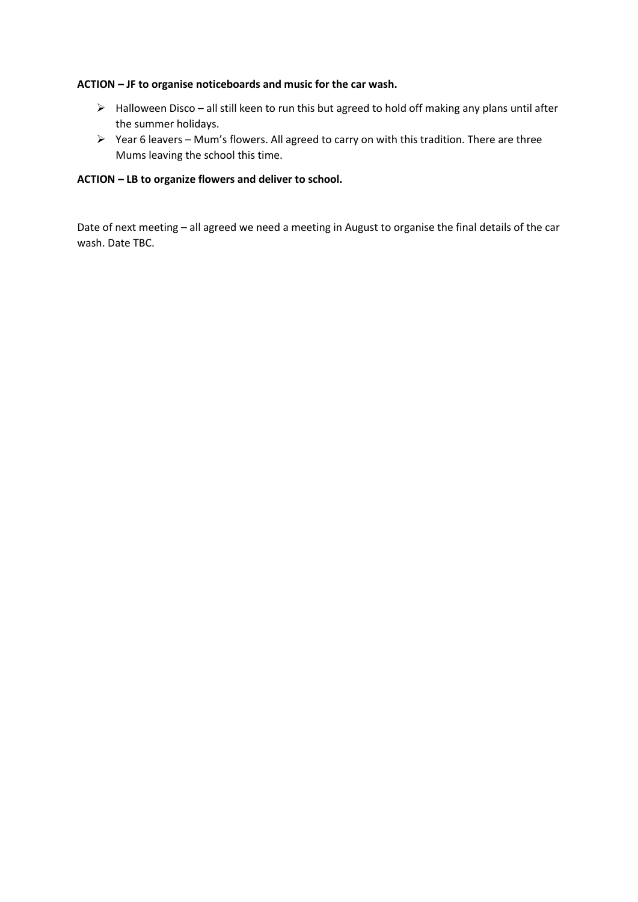**ACTION – JF to organise noticeboards and music for the car wash.**

- Halloween Disco – all still keen to run this but agreed to hold off making any plans until after the summer holidays.
- Year 6 leavers – Mum's flowers. All agreed to carry on with this tradition. There are three Mums leaving the school this time.

**ACTION – LB to organize flowers and deliver to school.**

Date of next meeting – all agreed we need a meeting in August to organise the final details of the car wash. Date TBC.